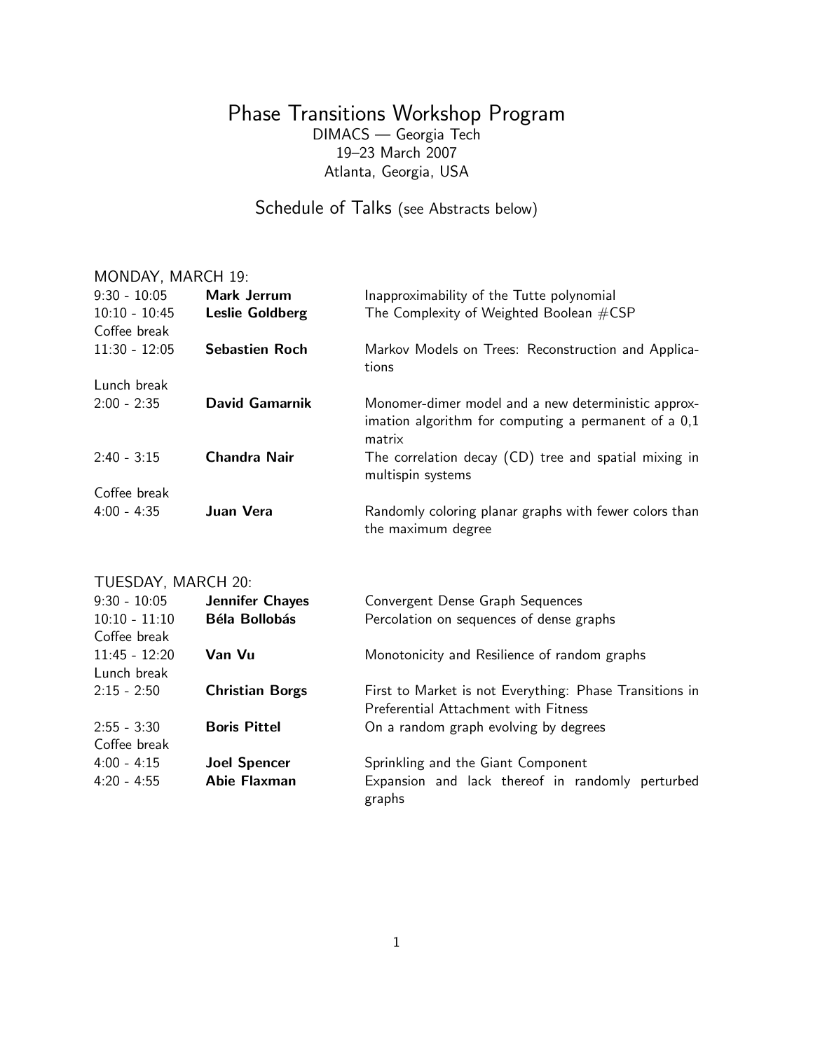# Phase Transitions Workshop Program

DIMACS — Georgia Tech
19–23 March 2007
Atlanta, Georgia, USA

## Schedule of Talks (see Abstracts below)

### MONDAY, MARCH 19:

| | | |
|---|---|---|
| 9:30 - 10:05 | **Mark Jerrum** | Inapproximability of the Tutte polynomial |
| 10:10 - 10:45 | **Leslie Goldberg** | The Complexity of Weighted Boolean #CSP |
| Coffee break | | |
| 11:30 - 12:05 | **Sebastien Roch** | Markov Models on Trees: Reconstruction and Applications |
| Lunch break | | |
| 2:00 - 2:35 | **David Gamarnik** | Monomer-dimer model and a new deterministic approximation algorithm for computing a permanent of a 0,1 matrix |
| 2:40 - 3:15 | **Chandra Nair** | The correlation decay (CD) tree and spatial mixing in multispin systems |
| Coffee break | | |
| 4:00 - 4:35 | **Juan Vera** | Randomly coloring planar graphs with fewer colors than the maximum degree |

### TUESDAY, MARCH 20:

| | | |
|---|---|---|
| 9:30 - 10:05 | **Jennifer Chayes** | Convergent Dense Graph Sequences |
| 10:10 - 11:10 | **Béla Bollobás** | Percolation on sequences of dense graphs |
| Coffee break | | |
| 11:45 - 12:20 | **Van Vu** | Monotonicity and Resilience of random graphs |
| Lunch break | | |
| 2:15 - 2:50 | **Christian Borgs** | First to Market is not Everything: Phase Transitions in Preferential Attachment with Fitness |
| 2:55 - 3:30 | **Boris Pittel** | On a random graph evolving by degrees |
| Coffee break | | |
| 4:00 - 4:15 | **Joel Spencer** | Sprinkling and the Giant Component |
| 4:20 - 4:55 | **Abie Flaxman** | Expansion and lack thereof in randomly perturbed graphs |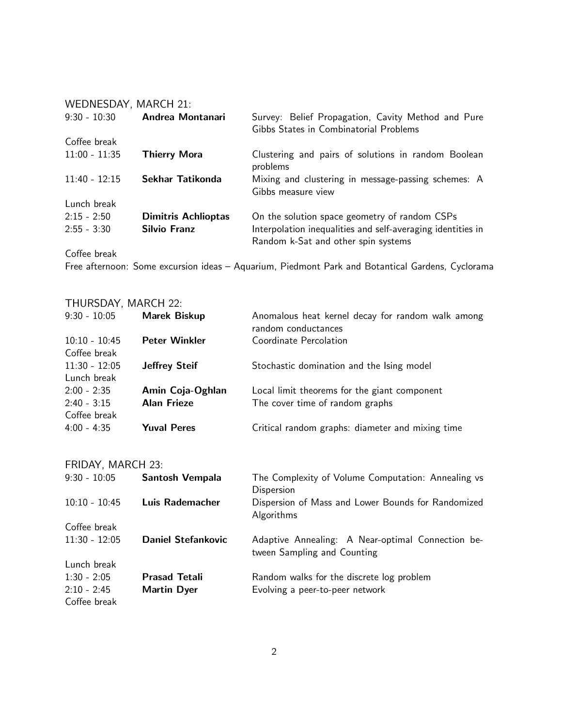## WEDNESDAY, MARCH 21:

| | | |
|---|---|---|
| 9:30 - 10:30 | **Andrea Montanari** | Survey: Belief Propagation, Cavity Method and Pure Gibbs States in Combinatorial Problems |
| Coffee break | | |
| 11:00 - 11:35 | **Thierry Mora** | Clustering and pairs of solutions in random Boolean problems |
| 11:40 - 12:15 | **Sekhar Tatikonda** | Mixing and clustering in message-passing schemes: A Gibbs measure view |
| Lunch break | | |
| 2:15 - 2:50 | **Dimitris Achlioptas** | On the solution space geometry of random CSPs |
| 2:55 - 3:30 | **Silvio Franz** | Interpolation inequalities and self-averaging identities in Random k-Sat and other spin systems |
| Coffee break | | |

Free afternoon: Some excursion ideas – Aquarium, Piedmont Park and Botantical Gardens, Cyclorama

## THURSDAY, MARCH 22:

| | | |
|---|---|---|
| 9:30 - 10:05 | **Marek Biskup** | Anomalous heat kernel decay for random walk among random conductances |
| 10:10 - 10:45 | **Peter Winkler** | Coordinate Percolation |
| Coffee break | | |
| 11:30 - 12:05 | **Jeffrey Steif** | Stochastic domination and the Ising model |
| Lunch break | | |
| 2:00 - 2:35 | **Amin Coja-Oghlan** | Local limit theorems for the giant component |
| 2:40 - 3:15 | **Alan Frieze** | The cover time of random graphs |
| Coffee break | | |
| 4:00 - 4:35 | **Yuval Peres** | Critical random graphs: diameter and mixing time |

## FRIDAY, MARCH 23:

| | | |
|---|---|---|
| 9:30 - 10:05 | **Santosh Vempala** | The Complexity of Volume Computation: Annealing vs Dispersion |
| 10:10 - 10:45 | **Luis Rademacher** | Dispersion of Mass and Lower Bounds for Randomized Algorithms |
| Coffee break | | |
| 11:30 - 12:05 | **Daniel Stefankovic** | Adaptive Annealing: A Near-optimal Connection between Sampling and Counting |
| Lunch break | | |
| 1:30 - 2:05 | **Prasad Tetali** | Random walks for the discrete log problem |
| 2:10 - 2:45 | **Martin Dyer** | Evolving a peer-to-peer network |
| Coffee break | | |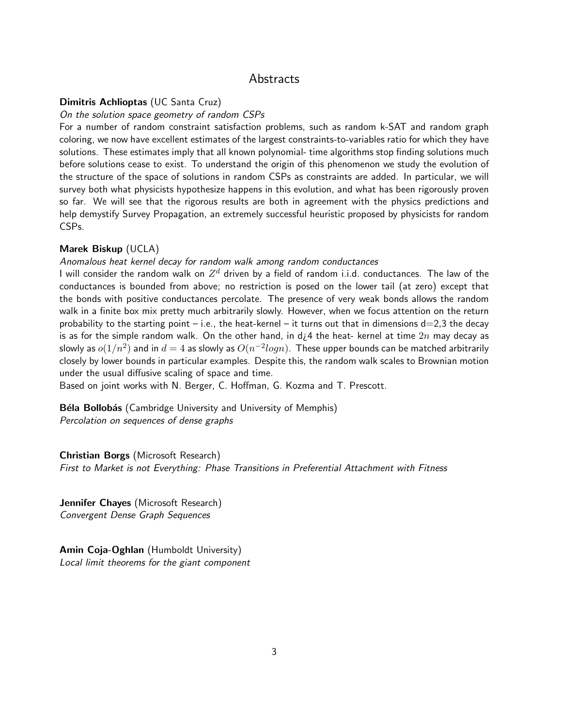# Abstracts

**Dimitris Achlioptas** (UC Santa Cruz)

*On the solution space geometry of random CSPs*

For a number of random constraint satisfaction problems, such as random k-SAT and random graph coloring, we now have excellent estimates of the largest constraints-to-variables ratio for which they have solutions. These estimates imply that all known polynomial- time algorithms stop finding solutions much before solutions cease to exist. To understand the origin of this phenomenon we study the evolution of the structure of the space of solutions in random CSPs as constraints are added. In particular, we will survey both what physicists hypothesize happens in this evolution, and what has been rigorously proven so far. We will see that the rigorous results are both in agreement with the physics predictions and help demystify Survey Propagation, an extremely successful heuristic proposed by physicists for random CSPs.

**Marek Biskup** (UCLA)

*Anomalous heat kernel decay for random walk among random conductances*

I will consider the random walk on $Z^d$ driven by a field of random i.i.d. conductances. The law of the conductances is bounded from above; no restriction is posed on the lower tail (at zero) except that the bonds with positive conductances percolate. The presence of very weak bonds allows the random walk in a finite box mix pretty much arbitrarily slowly. However, when we focus attention on the return probability to the starting point – i.e., the heat-kernel – it turns out that in dimensions d=2,3 the decay is as for the simple random walk. On the other hand, in d¿4 the heat- kernel at time $2n$ may decay as slowly as $o(1/n^2)$ and in $d = 4$ as slowly as $O(n^{-2} logn)$. These upper bounds can be matched arbitrarily closely by lower bounds in particular examples. Despite this, the random walk scales to Brownian motion under the usual diffusive scaling of space and time.

Based on joint works with N. Berger, C. Hoffman, G. Kozma and T. Prescott.

**Béla Bollobás** (Cambridge University and University of Memphis)

*Percolation on sequences of dense graphs*

**Christian Borgs** (Microsoft Research)

*First to Market is not Everything: Phase Transitions in Preferential Attachment with Fitness*

**Jennifer Chayes** (Microsoft Research)

*Convergent Dense Graph Sequences*

**Amin Coja-Oghlan** (Humboldt University)

*Local limit theorems for the giant component*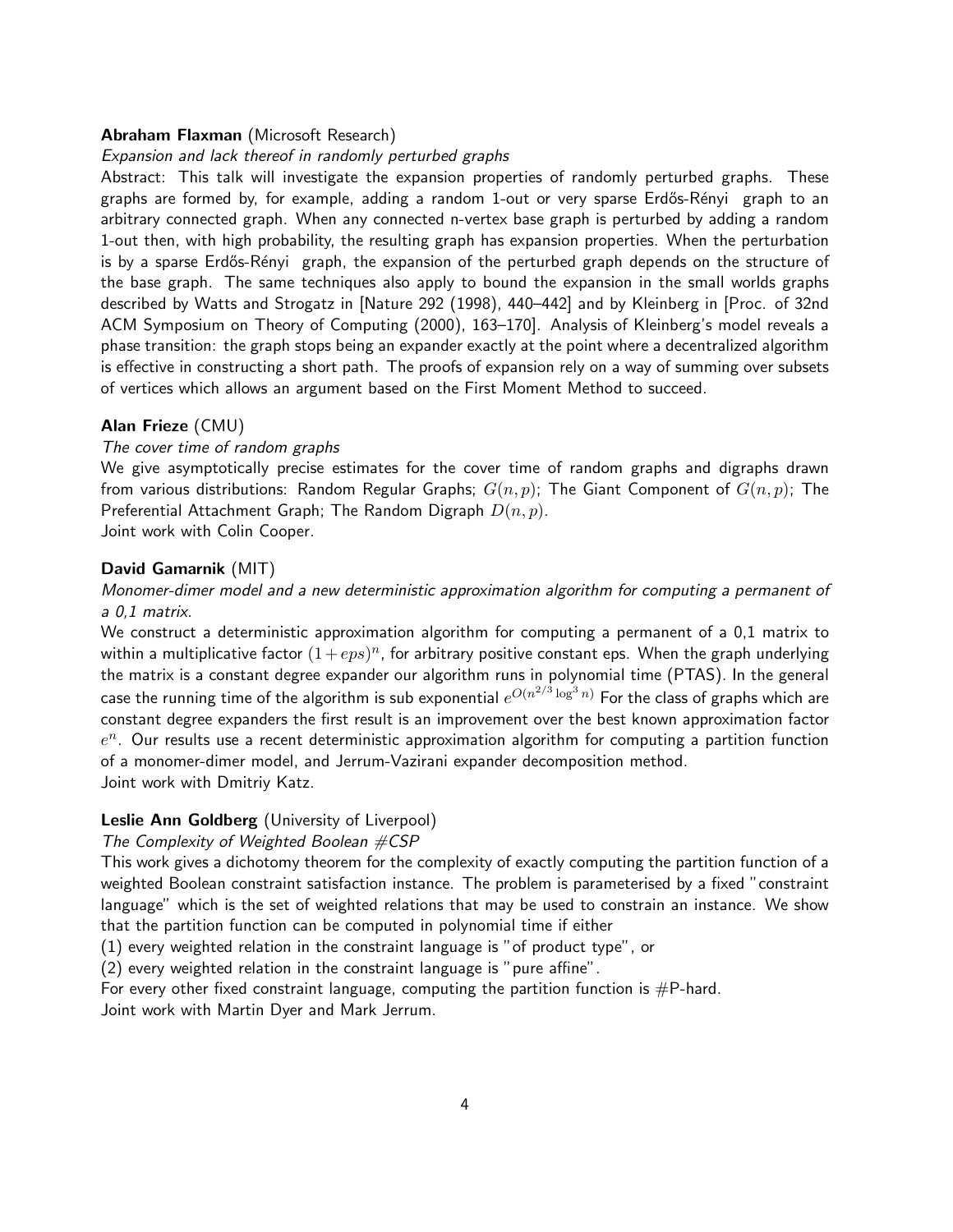**Abraham Flaxman** (Microsoft Research)

*Expansion and lack thereof in randomly perturbed graphs*

Abstract: This talk will investigate the expansion properties of randomly perturbed graphs. These graphs are formed by, for example, adding a random 1-out or very sparse Erdős-Rényi graph to an arbitrary connected graph. When any connected n-vertex base graph is perturbed by adding a random 1-out then, with high probability, the resulting graph has expansion properties. When the perturbation is by a sparse Erdős-Rényi graph, the expansion of the perturbed graph depends on the structure of the base graph. The same techniques also apply to bound the expansion in the small worlds graphs described by Watts and Strogatz in [Nature 292 (1998), 440–442] and by Kleinberg in [Proc. of 32nd ACM Symposium on Theory of Computing (2000), 163–170]. Analysis of Kleinberg's model reveals a phase transition: the graph stops being an expander exactly at the point where a decentralized algorithm is effective in constructing a short path. The proofs of expansion rely on a way of summing over subsets of vertices which allows an argument based on the First Moment Method to succeed.

**Alan Frieze** (CMU)

*The cover time of random graphs*

We give asymptotically precise estimates for the cover time of random graphs and digraphs drawn from various distributions: Random Regular Graphs; $G(n, p)$; The Giant Component of $G(n, p)$; The Preferential Attachment Graph; The Random Digraph $D(n, p)$.
Joint work with Colin Cooper.

**David Gamarnik** (MIT)

*Monomer-dimer model and a new deterministic approximation algorithm for computing a permanent of a 0,1 matrix.*

We construct a deterministic approximation algorithm for computing a permanent of a 0,1 matrix to within a multiplicative factor $(1+eps)^n$, for arbitrary positive constant eps. When the graph underlying the matrix is a constant degree expander our algorithm runs in polynomial time (PTAS). In the general case the running time of the algorithm is sub exponential $e^{O(n^{2/3}\log^3 n)}$ For the class of graphs which are constant degree expanders the first result is an improvement over the best known approximation factor $e^n$. Our results use a recent deterministic approximation algorithm for computing a partition function of a monomer-dimer model, and Jerrum-Vazirani expander decomposition method.
Joint work with Dmitriy Katz.

**Leslie Ann Goldberg** (University of Liverpool)

*The Complexity of Weighted Boolean #CSP*

This work gives a dichotomy theorem for the complexity of exactly computing the partition function of a weighted Boolean constraint satisfaction instance. The problem is parameterised by a fixed "constraint language" which is the set of weighted relations that may be used to constrain an instance. We show that the partition function can be computed in polynomial time if either

(1) every weighted relation in the constraint language is "of product type", or

(2) every weighted relation in the constraint language is "pure affine".

For every other fixed constraint language, computing the partition function is #P-hard.
Joint work with Martin Dyer and Mark Jerrum.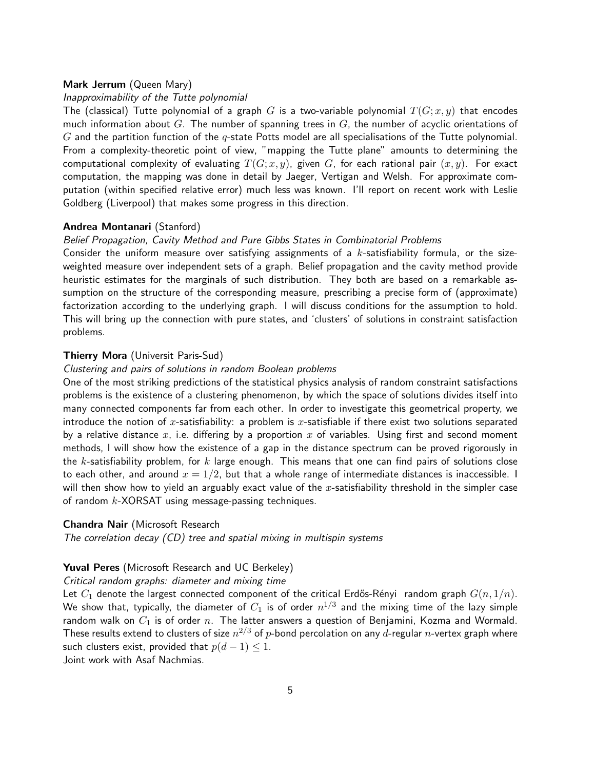**Mark Jerrum** (Queen Mary)

*Inapproximability of the Tutte polynomial*

The (classical) Tutte polynomial of a graph $G$ is a two-variable polynomial $T(G; x, y)$ that encodes much information about $G$. The number of spanning trees in $G$, the number of acyclic orientations of $G$ and the partition function of the $q$-state Potts model are all specialisations of the Tutte polynomial. From a complexity-theoretic point of view, "mapping the Tutte plane" amounts to determining the computational complexity of evaluating $T(G; x, y)$, given $G$, for each rational pair $(x, y)$. For exact computation, the mapping was done in detail by Jaeger, Vertigan and Welsh. For approximate computation (within specified relative error) much less was known. I'll report on recent work with Leslie Goldberg (Liverpool) that makes some progress in this direction.

**Andrea Montanari** (Stanford)

*Belief Propagation, Cavity Method and Pure Gibbs States in Combinatorial Problems*

Consider the uniform measure over satisfying assignments of a $k$-satisfiability formula, or the size-weighted measure over independent sets of a graph. Belief propagation and the cavity method provide heuristic estimates for the marginals of such distribution. They both are based on a remarkable assumption on the structure of the corresponding measure, prescribing a precise form of (approximate) factorization according to the underlying graph. I will discuss conditions for the assumption to hold. This will bring up the connection with pure states, and 'clusters' of solutions in constraint satisfaction problems.

**Thierry Mora** (Universit Paris-Sud)

*Clustering and pairs of solutions in random Boolean problems*

One of the most striking predictions of the statistical physics analysis of random constraint satisfactions problems is the existence of a clustering phenomenon, by which the space of solutions divides itself into many connected components far from each other. In order to investigate this geometrical property, we introduce the notion of $x$-satisfiability: a problem is $x$-satisfiable if there exist two solutions separated by a relative distance $x$, i.e. differing by a proportion $x$ of variables. Using first and second moment methods, I will show how the existence of a gap in the distance spectrum can be proved rigorously in the $k$-satisfiability problem, for $k$ large enough. This means that one can find pairs of solutions close to each other, and around $x = 1/2$, but that a whole range of intermediate distances is inaccessible. I will then show how to yield an arguably exact value of the $x$-satisfiability threshold in the simpler case of random $k$-XORSAT using message-passing techniques.

**Chandra Nair** (Microsoft Research

*The correlation decay (CD) tree and spatial mixing in multispin systems*

**Yuval Peres** (Microsoft Research and UC Berkeley)

*Critical random graphs: diameter and mixing time*

Let $C_1$ denote the largest connected component of the critical Erdős-Rényi random graph $G(n, 1/n)$. We show that, typically, the diameter of $C_1$ is of order $n^{1/3}$ and the mixing time of the lazy simple random walk on $C_1$ is of order $n$. The latter answers a question of Benjamini, Kozma and Wormald. These results extend to clusters of size $n^{2/3}$ of $p$-bond percolation on any $d$-regular $n$-vertex graph where such clusters exist, provided that $p(d-1) \leq 1$.

Joint work with Asaf Nachmias.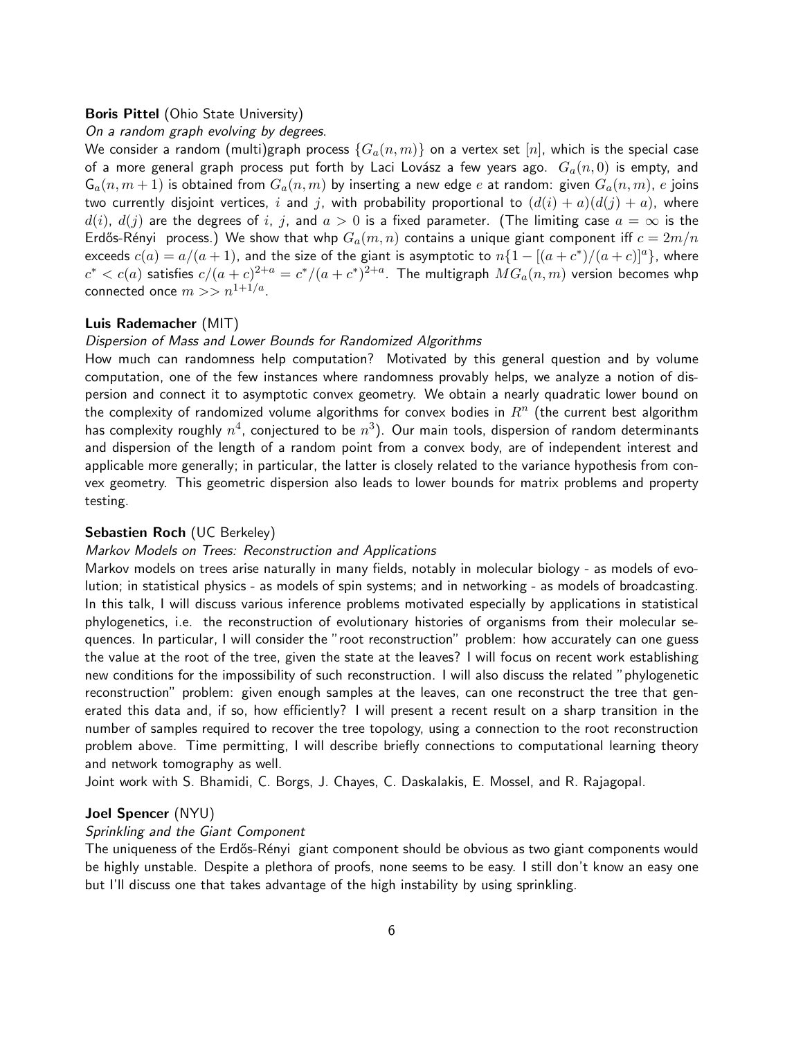**Boris Pittel** (Ohio State University)

*On a random graph evolving by degrees.*

We consider a random (multi)graph process $\{G_a(n,m)\}$ on a vertex set $[n]$, which is the special case of a more general graph process put forth by Laci Lovász a few years ago. $G_a(n,0)$ is empty, and $\mathsf{G}_a(n,m+1)$ is obtained from $G_a(n,m)$ by inserting a new edge $e$ at random: given $G_a(n,m)$, $e$ joins two currently disjoint vertices, $i$ and $j$, with probability proportional to $(d(i)+a)(d(j)+a)$, where $d(i)$, $d(j)$ are the degrees of $i$, $j$, and $a>0$ is a fixed parameter. (The limiting case $a=\infty$ is the Erdős-Rényi process.) We show that whp $G_a(m,n)$ contains a unique giant component iff $c=2m/n$ exceeds $c(a)=a/(a+1)$, and the size of the giant is asymptotic to $n\{1-[(a+c^*)/(a+c)]^a\}$, where $c^*<c(a)$ satisfies $c/(a+c)^{2+a}=c^*/(a+c^*)^{2+a}$. The multigraph $MG_a(n,m)$ version becomes whp connected once $m>>n^{1+1/a}$.

**Luis Rademacher** (MIT)

*Dispersion of Mass and Lower Bounds for Randomized Algorithms*

How much can randomness help computation? Motivated by this general question and by volume computation, one of the few instances where randomness provably helps, we analyze a notion of dispersion and connect it to asymptotic convex geometry. We obtain a nearly quadratic lower bound on the complexity of randomized volume algorithms for convex bodies in $R^n$ (the current best algorithm has complexity roughly $n^4$, conjectured to be $n^3$). Our main tools, dispersion of random determinants and dispersion of the length of a random point from a convex body, are of independent interest and applicable more generally; in particular, the latter is closely related to the variance hypothesis from convex geometry. This geometric dispersion also leads to lower bounds for matrix problems and property testing.

**Sebastien Roch** (UC Berkeley)

*Markov Models on Trees: Reconstruction and Applications*

Markov models on trees arise naturally in many fields, notably in molecular biology - as models of evolution; in statistical physics - as models of spin systems; and in networking - as models of broadcasting. In this talk, I will discuss various inference problems motivated especially by applications in statistical phylogenetics, i.e. the reconstruction of evolutionary histories of organisms from their molecular sequences. In particular, I will consider the "root reconstruction" problem: how accurately can one guess the value at the root of the tree, given the state at the leaves? I will focus on recent work establishing new conditions for the impossibility of such reconstruction. I will also discuss the related "phylogenetic reconstruction" problem: given enough samples at the leaves, can one reconstruct the tree that generated this data and, if so, how efficiently? I will present a recent result on a sharp transition in the number of samples required to recover the tree topology, using a connection to the root reconstruction problem above. Time permitting, I will describe briefly connections to computational learning theory and network tomography as well.

Joint work with S. Bhamidi, C. Borgs, J. Chayes, C. Daskalakis, E. Mossel, and R. Rajagopal.

**Joel Spencer** (NYU)

*Sprinkling and the Giant Component*

The uniqueness of the Erdős-Rényi giant component should be obvious as two giant components would be highly unstable. Despite a plethora of proofs, none seems to be easy. I still don't know an easy one but I'll discuss one that takes advantage of the high instability by using sprinkling.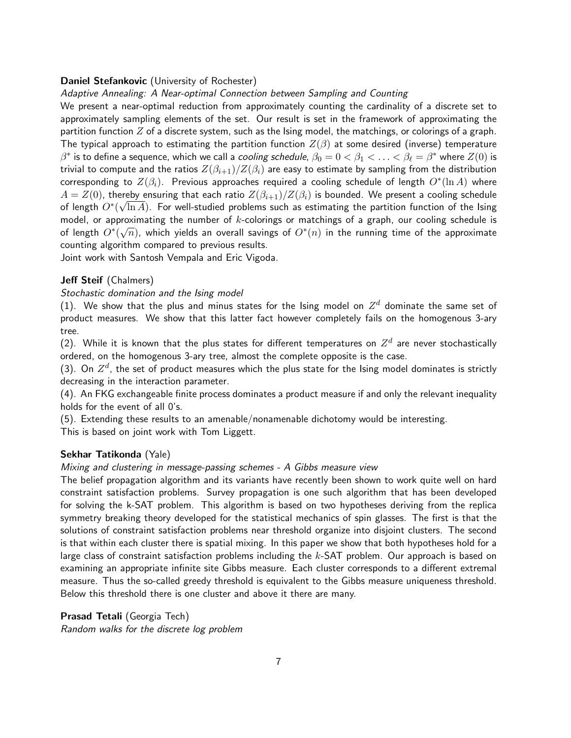**Daniel Stefankovic** (University of Rochester)

*Adaptive Annealing: A Near-optimal Connection between Sampling and Counting*

We present a near-optimal reduction from approximately counting the cardinality of a discrete set to approximately sampling elements of the set. Our result is set in the framework of approximating the partition function $Z$ of a discrete system, such as the Ising model, the matchings, or colorings of a graph. The typical approach to estimating the partition function $Z(\beta)$ at some desired (inverse) temperature $\beta^*$ is to define a sequence, which we call a *cooling schedule*, $\beta_0 = 0 < \beta_1 < \ldots < \beta_\ell = \beta^*$ where $Z(0)$ is trivial to compute and the ratios $Z(\beta_{i+1})/Z(\beta_i)$ are easy to estimate by sampling from the distribution corresponding to $Z(\beta_i)$. Previous approaches required a cooling schedule of length $O^*(\ln A)$ where $A = Z(0)$, thereby ensuring that each ratio $Z(\beta_{i+1})/Z(\beta_i)$ is bounded. We present a cooling schedule of length $O^*(\sqrt{\ln A})$. For well-studied problems such as estimating the partition function of the Ising model, or approximating the number of $k$-colorings or matchings of a graph, our cooling schedule is of length $O^*(\sqrt{n})$, which yields an overall savings of $O^*(n)$ in the running time of the approximate counting algorithm compared to previous results.

Joint work with Santosh Vempala and Eric Vigoda.

**Jeff Steif** (Chalmers)

*Stochastic domination and the Ising model*

(1). We show that the plus and minus states for the Ising model on $Z^d$ dominate the same set of product measures. We show that this latter fact however completely fails on the homogenous 3-ary tree.

(2). While it is known that the plus states for different temperatures on $Z^d$ are never stochastically ordered, on the homogenous 3-ary tree, almost the complete opposite is the case.

(3). On $Z^d$, the set of product measures which the plus state for the Ising model dominates is strictly decreasing in the interaction parameter.

(4). An FKG exchangeable finite process dominates a product measure if and only the relevant inequality holds for the event of all 0's.

(5). Extending these results to an amenable/nonamenable dichotomy would be interesting.

This is based on joint work with Tom Liggett.

**Sekhar Tatikonda** (Yale)

*Mixing and clustering in message-passing schemes - A Gibbs measure view*

The belief propagation algorithm and its variants have recently been shown to work quite well on hard constraint satisfaction problems. Survey propagation is one such algorithm that has been developed for solving the k-SAT problem. This algorithm is based on two hypotheses deriving from the replica symmetry breaking theory developed for the statistical mechanics of spin glasses. The first is that the solutions of constraint satisfaction problems near threshold organize into disjoint clusters. The second is that within each cluster there is spatial mixing. In this paper we show that both hypotheses hold for a large class of constraint satisfaction problems including the $k$-SAT problem. Our approach is based on examining an appropriate infinite site Gibbs measure. Each cluster corresponds to a different extremal measure. Thus the so-called greedy threshold is equivalent to the Gibbs measure uniqueness threshold. Below this threshold there is one cluster and above it there are many.

**Prasad Tetali** (Georgia Tech)

*Random walks for the discrete log problem*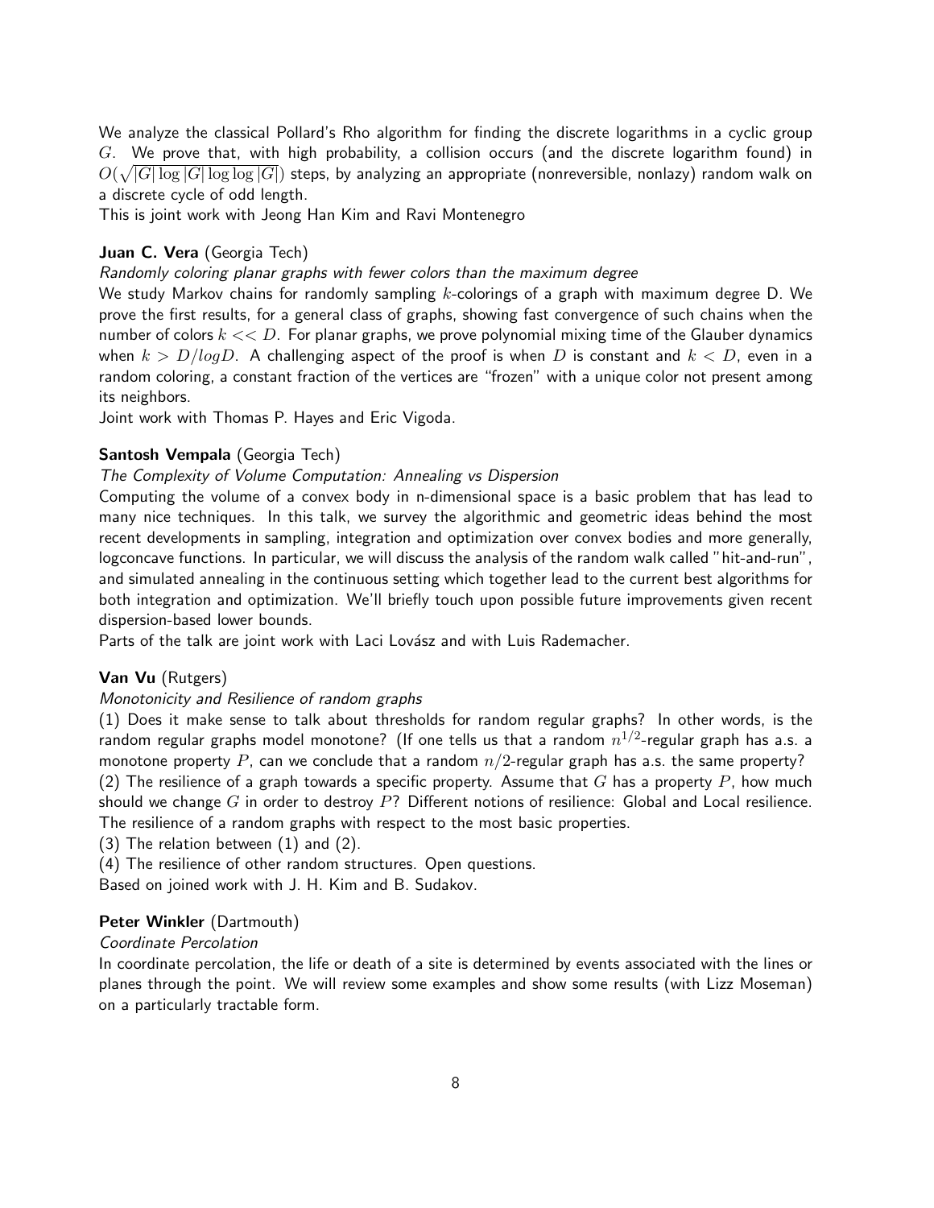We analyze the classical Pollard's Rho algorithm for finding the discrete logarithms in a cyclic group $G$. We prove that, with high probability, a collision occurs (and the discrete logarithm found) in $O(\sqrt{|G| \log |G| \log \log |G|})$ steps, by analyzing an appropriate (nonreversible, nonlazy) random walk on a discrete cycle of odd length.
This is joint work with Jeong Han Kim and Ravi Montenegro

**Juan C. Vera** (Georgia Tech)

*Randomly coloring planar graphs with fewer colors than the maximum degree*

We study Markov chains for randomly sampling $k$-colorings of a graph with maximum degree D. We prove the first results, for a general class of graphs, showing fast convergence of such chains when the number of colors $k << D$. For planar graphs, we prove polynomial mixing time of the Glauber dynamics when $k > D/logD$. A challenging aspect of the proof is when $D$ is constant and $k < D$, even in a random coloring, a constant fraction of the vertices are "frozen" with a unique color not present among its neighbors.
Joint work with Thomas P. Hayes and Eric Vigoda.

**Santosh Vempala** (Georgia Tech)

*The Complexity of Volume Computation: Annealing vs Dispersion*

Computing the volume of a convex body in n-dimensional space is a basic problem that has lead to many nice techniques. In this talk, we survey the algorithmic and geometric ideas behind the most recent developments in sampling, integration and optimization over convex bodies and more generally, logconcave functions. In particular, we will discuss the analysis of the random walk called "hit-and-run", and simulated annealing in the continuous setting which together lead to the current best algorithms for both integration and optimization. We'll briefly touch upon possible future improvements given recent dispersion-based lower bounds.
Parts of the talk are joint work with Laci Lovász and with Luis Rademacher.

**Van Vu** (Rutgers)

*Monotonicity and Resilience of random graphs*

(1) Does it make sense to talk about thresholds for random regular graphs? In other words, is the random regular graphs model monotone? (If one tells us that a random $n^{1/2}$-regular graph has a.s. a monotone property $P$, can we conclude that a random $n/2$-regular graph has a.s. the same property?
(2) The resilience of a graph towards a specific property. Assume that $G$ has a property $P$, how much should we change $G$ in order to destroy $P$? Different notions of resilience: Global and Local resilience. The resilience of a random graphs with respect to the most basic properties.
(3) The relation between (1) and (2).
(4) The resilience of other random structures. Open questions.
Based on joined work with J. H. Kim and B. Sudakov.

**Peter Winkler** (Dartmouth)

*Coordinate Percolation*

In coordinate percolation, the life or death of a site is determined by events associated with the lines or planes through the point. We will review some examples and show some results (with Lizz Moseman) on a particularly tractable form.